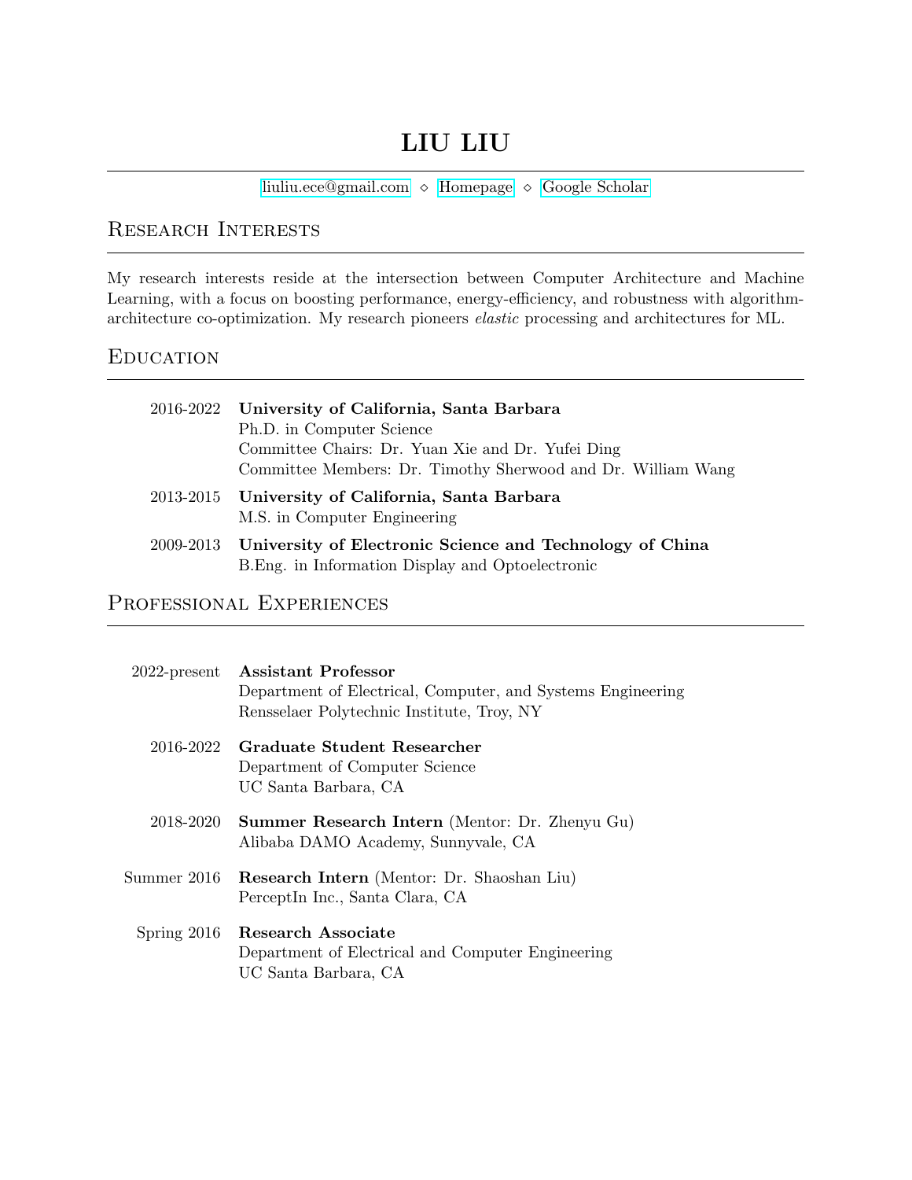# LIU LIU

liuliu.ece@gmail.com ⋄ Homepage ⋄ Google Scholar

## Research Interests

My research interests reside at the intersection between Computer Architecture and Machine Learning, with a focus on boosting performance, energy-efficiency, and robustness with algorithm-architecture co-optimization. My research pioneers *elastic* processing and architectures for ML.

## Education

2016-2022 **University of California, Santa Barbara**
Ph.D. in Computer Science
Committee Chairs: Dr. Yuan Xie and Dr. Yufei Ding
Committee Members: Dr. Timothy Sherwood and Dr. William Wang

2013-2015 **University of California, Santa Barbara**
M.S. in Computer Engineering

2009-2013 **University of Electronic Science and Technology of China**
B.Eng. in Information Display and Optoelectronic

## Professional Experiences

2022-present **Assistant Professor**
Department of Electrical, Computer, and Systems Engineering
Rensselaer Polytechnic Institute, Troy, NY

2016-2022 **Graduate Student Researcher**
Department of Computer Science
UC Santa Barbara, CA

2018-2020 **Summer Research Intern** (Mentor: Dr. Zhenyu Gu)
Alibaba DAMO Academy, Sunnyvale, CA

Summer 2016 **Research Intern** (Mentor: Dr. Shaoshan Liu)
PerceptIn Inc., Santa Clara, CA

Spring 2016 **Research Associate**
Department of Electrical and Computer Engineering
UC Santa Barbara, CA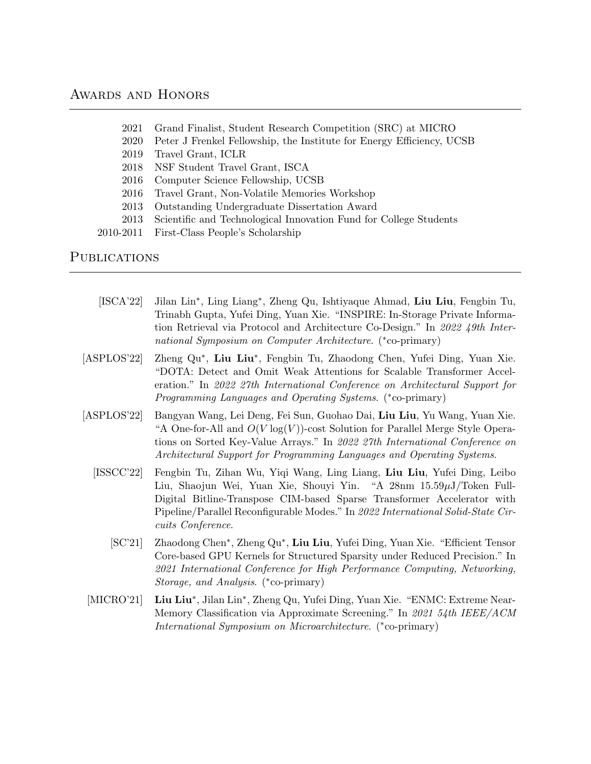## Awards and Honors

- 2021 Grand Finalist, Student Research Competition (SRC) at MICRO
- 2020 Peter J Frenkel Fellowship, the Institute for Energy Efficiency, UCSB
- 2019 Travel Grant, ICLR
- 2018 NSF Student Travel Grant, ISCA
- 2016 Computer Science Fellowship, UCSB
- 2016 Travel Grant, Non-Volatile Memories Workshop
- 2013 Outstanding Undergraduate Dissertation Award
- 2013 Scientific and Technological Innovation Fund for College Students
- 2010-2011 First-Class People's Scholarship

## Publications

[ISCA'22] Jilan Lin*, Ling Liang*, Zheng Qu, Ishtiyaque Ahmad, **Liu Liu**, Fengbin Tu, Trinabh Gupta, Yufei Ding, Yuan Xie. "INSPIRE: In-Storage Private Information Retrieval via Protocol and Architecture Co-Design." In *2022 49th International Symposium on Computer Architecture*. (*co-primary)

[ASPLOS'22] Zheng Qu*, **Liu Liu***, Fengbin Tu, Zhaodong Chen, Yufei Ding, Yuan Xie. "DOTA: Detect and Omit Weak Attentions for Scalable Transformer Acceleration." In *2022 27th International Conference on Architectural Support for Programming Languages and Operating Systems*. (*co-primary)

[ASPLOS'22] Bangyan Wang, Lei Deng, Fei Sun, Guohao Dai, **Liu Liu**, Yu Wang, Yuan Xie. "A One-for-All and $O(V \log(V))$-cost Solution for Parallel Merge Style Operations on Sorted Key-Value Arrays." In *2022 27th International Conference on Architectural Support for Programming Languages and Operating Systems*.

[ISSCC'22] Fengbin Tu, Zihan Wu, Yiqi Wang, Ling Liang, **Liu Liu**, Yufei Ding, Leibo Liu, Shaojun Wei, Yuan Xie, Shouyi Yin. "A 28nm 15.59$\mu$J/Token Full-Digital Bitline-Transpose CIM-based Sparse Transformer Accelerator with Pipeline/Parallel Reconfigurable Modes." In *2022 International Solid-State Circuits Conference*.

[SC'21] Zhaodong Chen*, Zheng Qu*, **Liu Liu**, Yufei Ding, Yuan Xie. "Efficient Tensor Core-based GPU Kernels for Structured Sparsity under Reduced Precision." In *2021 International Conference for High Performance Computing, Networking, Storage, and Analysis*. (*co-primary)

[MICRO'21] **Liu Liu***, Jilan Lin*, Zheng Qu, Yufei Ding, Yuan Xie. "ENMC: Extreme Near-Memory Classification via Approximate Screening." In *2021 54th IEEE/ACM International Symposium on Microarchitecture*. (*co-primary)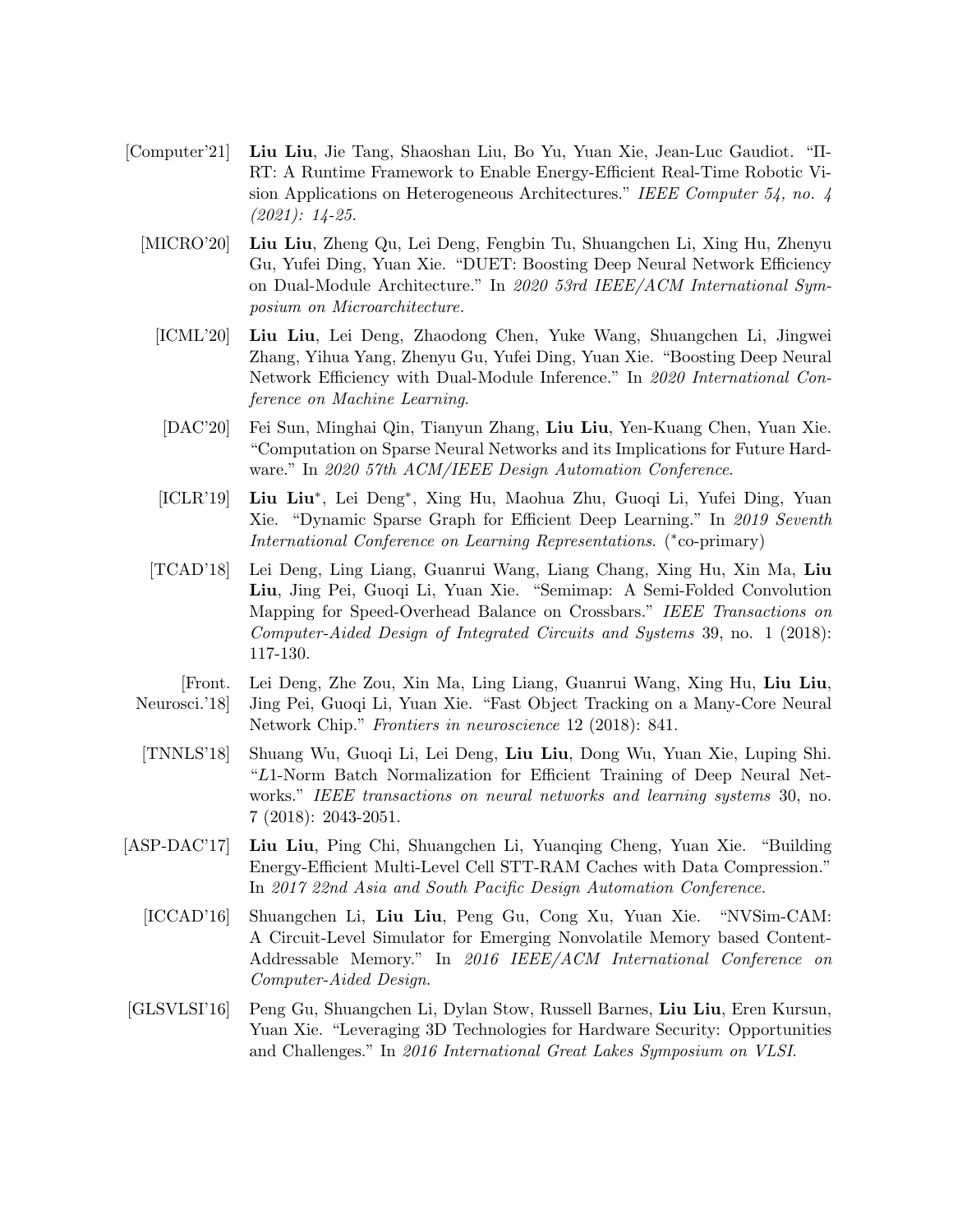- [Computer'21] **Liu Liu**, Jie Tang, Shaoshan Liu, Bo Yu, Yuan Xie, Jean-Luc Gaudiot. "Π-RT: A Runtime Framework to Enable Energy-Efficient Real-Time Robotic Vision Applications on Heterogeneous Architectures." *IEEE Computer 54, no. 4 (2021): 14-25.*

- [MICRO'20] **Liu Liu**, Zheng Qu, Lei Deng, Fengbin Tu, Shuangchen Li, Xing Hu, Zhenyu Gu, Yufei Ding, Yuan Xie. "DUET: Boosting Deep Neural Network Efficiency on Dual-Module Architecture." In *2020 53rd IEEE/ACM International Symposium on Microarchitecture*.

- [ICML'20] **Liu Liu**, Lei Deng, Zhaodong Chen, Yuke Wang, Shuangchen Li, Jingwei Zhang, Yihua Yang, Zhenyu Gu, Yufei Ding, Yuan Xie. "Boosting Deep Neural Network Efficiency with Dual-Module Inference." In *2020 International Conference on Machine Learning*.

- [DAC'20] Fei Sun, Minghai Qin, Tianyun Zhang, **Liu Liu**, Yen-Kuang Chen, Yuan Xie. "Computation on Sparse Neural Networks and its Implications for Future Hardware." In *2020 57th ACM/IEEE Design Automation Conference*.

- [ICLR'19] **Liu Liu**\*, Lei Deng\*, Xing Hu, Maohua Zhu, Guoqi Li, Yufei Ding, Yuan Xie. "Dynamic Sparse Graph for Efficient Deep Learning." In *2019 Seventh International Conference on Learning Representations*. (\*co-primary)

- [TCAD'18] Lei Deng, Ling Liang, Guanrui Wang, Liang Chang, Xing Hu, Xin Ma, **Liu Liu**, Jing Pei, Guoqi Li, Yuan Xie. "Semimap: A Semi-Folded Convolution Mapping for Speed-Overhead Balance on Crossbars." *IEEE Transactions on Computer-Aided Design of Integrated Circuits and Systems* 39, no. 1 (2018): 117-130.

- [Front. Neurosci.'18] Lei Deng, Zhe Zou, Xin Ma, Ling Liang, Guanrui Wang, Xing Hu, **Liu Liu**, Jing Pei, Guoqi Li, Yuan Xie. "Fast Object Tracking on a Many-Core Neural Network Chip." *Frontiers in neuroscience* 12 (2018): 841.

- [TNNLS'18] Shuang Wu, Guoqi Li, Lei Deng, **Liu Liu**, Dong Wu, Yuan Xie, Luping Shi. "$L1$-Norm Batch Normalization for Efficient Training of Deep Neural Networks." *IEEE transactions on neural networks and learning systems* 30, no. 7 (2018): 2043-2051.

- [ASP-DAC'17] **Liu Liu**, Ping Chi, Shuangchen Li, Yuanqing Cheng, Yuan Xie. "Building Energy-Efficient Multi-Level Cell STT-RAM Caches with Data Compression." In *2017 22nd Asia and South Pacific Design Automation Conference*.

- [ICCAD'16] Shuangchen Li, **Liu Liu**, Peng Gu, Cong Xu, Yuan Xie. "NVSim-CAM: A Circuit-Level Simulator for Emerging Nonvolatile Memory based Content-Addressable Memory." In *2016 IEEE/ACM International Conference on Computer-Aided Design*.

- [GLSVLSI'16] Peng Gu, Shuangchen Li, Dylan Stow, Russell Barnes, **Liu Liu**, Eren Kursun, Yuan Xie. "Leveraging 3D Technologies for Hardware Security: Opportunities and Challenges." In *2016 International Great Lakes Symposium on VLSI*.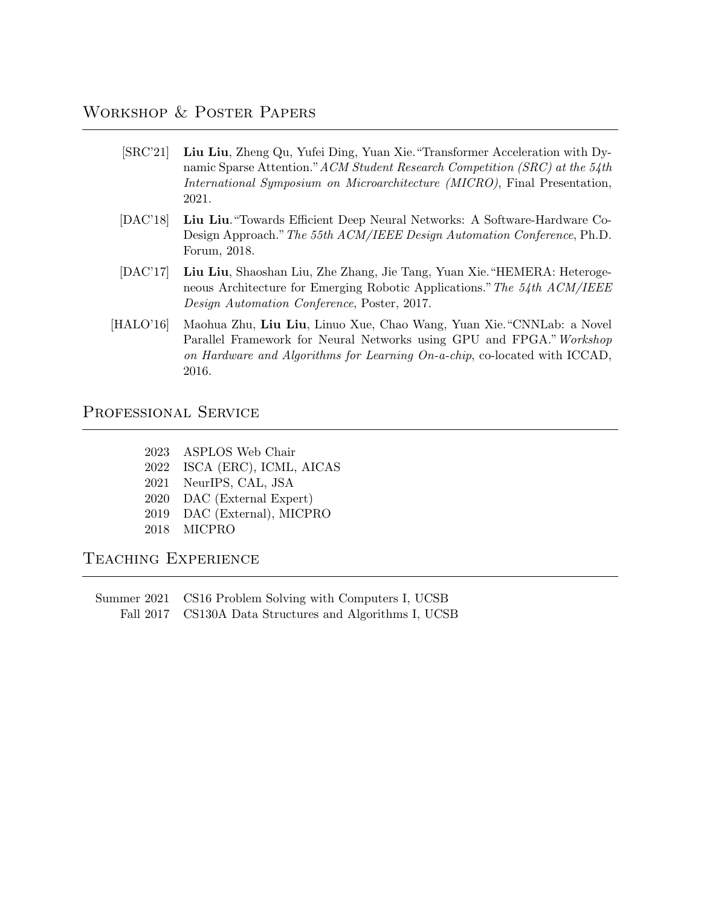## Workshop & Poster Papers

- [SRC'21] **Liu Liu**, Zheng Qu, Yufei Ding, Yuan Xie. "Transformer Acceleration with Dynamic Sparse Attention." *ACM Student Research Competition (SRC) at the 54th International Symposium on Microarchitecture (MICRO)*, Final Presentation, 2021.
- [DAC'18] **Liu Liu**. "Towards Efficient Deep Neural Networks: A Software-Hardware Co-Design Approach." *The 55th ACM/IEEE Design Automation Conference*, Ph.D. Forum, 2018.
- [DAC'17] **Liu Liu**, Shaoshan Liu, Zhe Zhang, Jie Tang, Yuan Xie. "HEMERA: Heterogeneous Architecture for Emerging Robotic Applications." *The 54th ACM/IEEE Design Automation Conference*, Poster, 2017.
- [HALO'16] Maohua Zhu, **Liu Liu**, Linuo Xue, Chao Wang, Yuan Xie. "CNNLab: a Novel Parallel Framework for Neural Networks using GPU and FPGA." *Workshop on Hardware and Algorithms for Learning On-a-chip*, co-located with ICCAD, 2016.

## Professional Service

- 2023 ASPLOS Web Chair
- 2022 ISCA (ERC), ICML, AICAS
- 2021 NeurIPS, CAL, JSA
- 2020 DAC (External Expert)
- 2019 DAC (External), MICPRO
- 2018 MICPRO

## Teaching Experience

- Summer 2021 CS16 Problem Solving with Computers I, UCSB
- Fall 2017 CS130A Data Structures and Algorithms I, UCSB